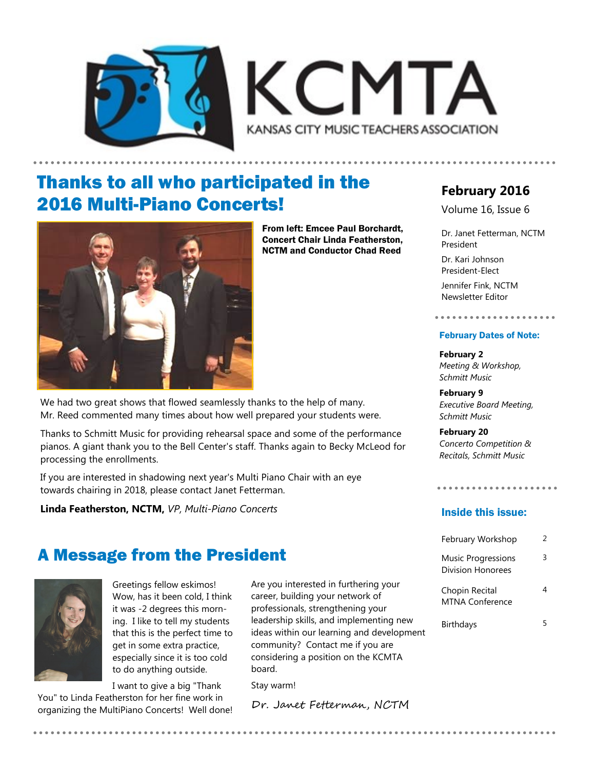# KCMTA

KANSAS CITY MUSIC TEACHERS ASSOCIATION

## Thanks to all who participated in the 2016 Multi-Piano Concerts!

**From left: Emcee Paul Borchardt, Concert Chair Linda Featherston, NCTM and Conductor Chad Reed**

We had two great shows that flowed seamlessly thanks to the help of many. Mr. Reed commented many times about how well prepared your students were.

Thanks to Schmitt Music for providing rehearsal space and some of the performance pianos. A giant thank you to the Bell Center's staff. Thanks again to Becky McLeod for processing the enrollments.

If you are interested in shadowing next year's Multi Piano Chair with an eye towards chairing in 2018, please contact Janet Fetterman.

**Linda Featherston, NCTM,** *VP, Multi-Piano Concerts*

## A Message from the President

Greetings fellow eskimos! Wow, has it been cold, I think it was -2 degrees this morning. I like to tell my students that this is the perfect time to get in some extra practice, especially since it is too cold to do anything outside.

I want to give a big "Thank You" to Linda Featherston for her fine work in organizing the MultiPiano Concerts! Well done!

Are you interested in furthering your career, building your network of professionals, strengthening your leadership skills, and implementing new ideas within our learning and development community? Contact me if you are considering a position on the KCMTA board.

Stay warm!

*Dr. Janet Fetterman, NCTM*

---

**February 2016**

Volume 16, Issue 6

Dr. Janet Fetterman, NCTM
President

Dr. Kari Johnson
President-Elect

Jennifer Fink, NCTM
Newsletter Editor

### February Dates of Note:

**February 2**
*Meeting & Workshop, Schmitt Music*

**February 9**
*Executive Board Meeting, Schmitt Music*

**February 20**
*Concerto Competition & Recitals, Schmitt Music*

### Inside this issue:

| | |
|---|---|
| February Workshop | 2 |
| Music Progressions Division Honorees | 3 |
| Chopin Recital MTNA Conference | 4 |
| Birthdays | 5 |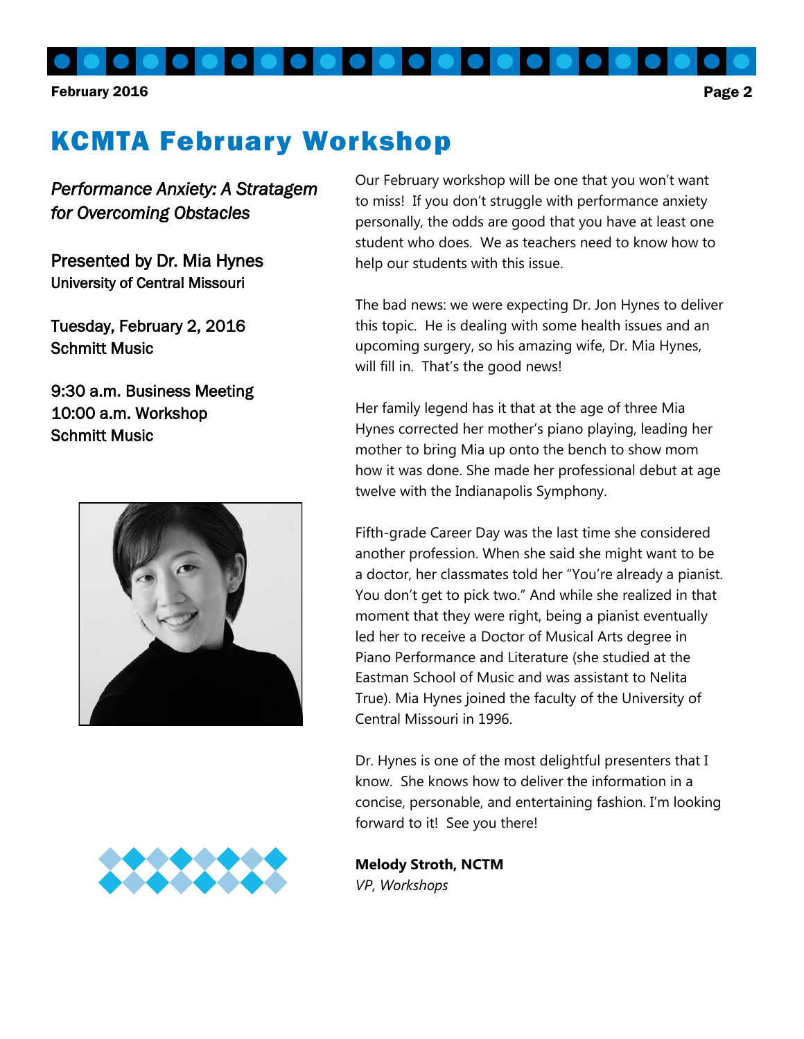# KCMTA February Workshop

*Performance Anxiety: A Stratagem for Overcoming Obstacles*

Presented by Dr. Mia Hynes
University of Central Missouri

Tuesday, February 2, 2016
Schmitt Music

9:30 a.m. Business Meeting
10:00 a.m. Workshop
Schmitt Music

Our February workshop will be one that you won't want to miss! If you don't struggle with performance anxiety personally, the odds are good that you have at least one student who does. We as teachers need to know how to help our students with this issue.

The bad news: we were expecting Dr. Jon Hynes to deliver this topic. He is dealing with some health issues and an upcoming surgery, so his amazing wife, Dr. Mia Hynes, will fill in. That's the good news!

Her family legend has it that at the age of three Mia Hynes corrected her mother's piano playing, leading her mother to bring Mia up onto the bench to show mom how it was done. She made her professional debut at age twelve with the Indianapolis Symphony.

Fifth-grade Career Day was the last time she considered another profession. When she said she might want to be a doctor, her classmates told her "You're already a pianist. You don't get to pick two." And while she realized in that moment that they were right, being a pianist eventually led her to receive a Doctor of Musical Arts degree in Piano Performance and Literature (she studied at the Eastman School of Music and was assistant to Nelita True). Mia Hynes joined the faculty of the University of Central Missouri in 1996.

Dr. Hynes is one of the most delightful presenters that I know. She knows how to deliver the information in a concise, personable, and entertaining fashion. I'm looking forward to it! See you there!

**Melody Stroth, NCTM**
*VP, Workshops*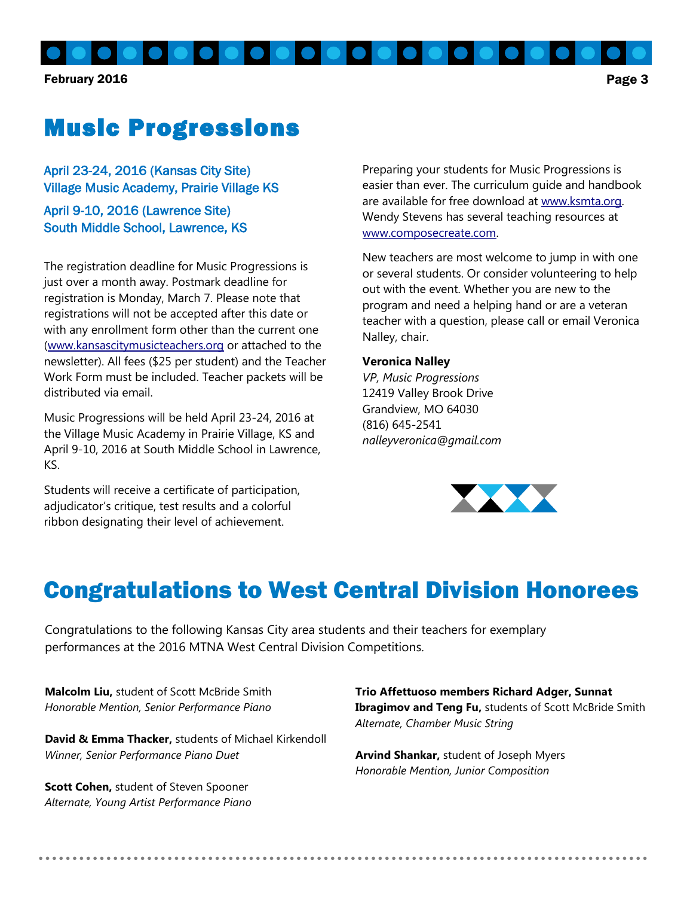# Music Progressions

**April 23-24, 2016 (Kansas City Site)**
**Village Music Academy, Prairie Village KS**

**April 9-10, 2016 (Lawrence Site)**
**South Middle School, Lawrence, KS**

The registration deadline for Music Progressions is just over a month away. Postmark deadline for registration is Monday, March 7. Please note that registrations will not be accepted after this date or with any enrollment form other than the current one (www.kansascitymusicteachers.org or attached to the newsletter). All fees ($25 per student) and the Teacher Work Form must be included. Teacher packets will be distributed via email.

Music Progressions will be held April 23-24, 2016 at the Village Music Academy in Prairie Village, KS and April 9-10, 2016 at South Middle School in Lawrence, KS.

Students will receive a certificate of participation, adjudicator's critique, test results and a colorful ribbon designating their level of achievement.

Preparing your students for Music Progressions is easier than ever. The curriculum guide and handbook are available for free download at www.ksmta.org. Wendy Stevens has several teaching resources at www.composecreate.com.

New teachers are most welcome to jump in with one or several students. Or consider volunteering to help out with the event. Whether you are new to the program and need a helping hand or are a veteran teacher with a question, please call or email Veronica Nalley, chair.

**Veronica Nalley**
*VP, Music Progressions*
12419 Valley Brook Drive
Grandview, MO 64030
(816) 645-2541
*nalleyveronica@gmail.com*

# Congratulations to West Central Division Honorees

Congratulations to the following Kansas City area students and their teachers for exemplary performances at the 2016 MTNA West Central Division Competitions.

**Malcolm Liu,** student of Scott McBride Smith
*Honorable Mention, Senior Performance Piano*

**David & Emma Thacker,** students of Michael Kirkendoll
*Winner, Senior Performance Piano Duet*

**Scott Cohen,** student of Steven Spooner
*Alternate, Young Artist Performance Piano*

**Trio Affettuoso members Richard Adger, Sunnat Ibragimov and Teng Fu,** students of Scott McBride Smith
*Alternate, Chamber Music String*

**Arvind Shankar,** student of Joseph Myers
*Honorable Mention, Junior Composition*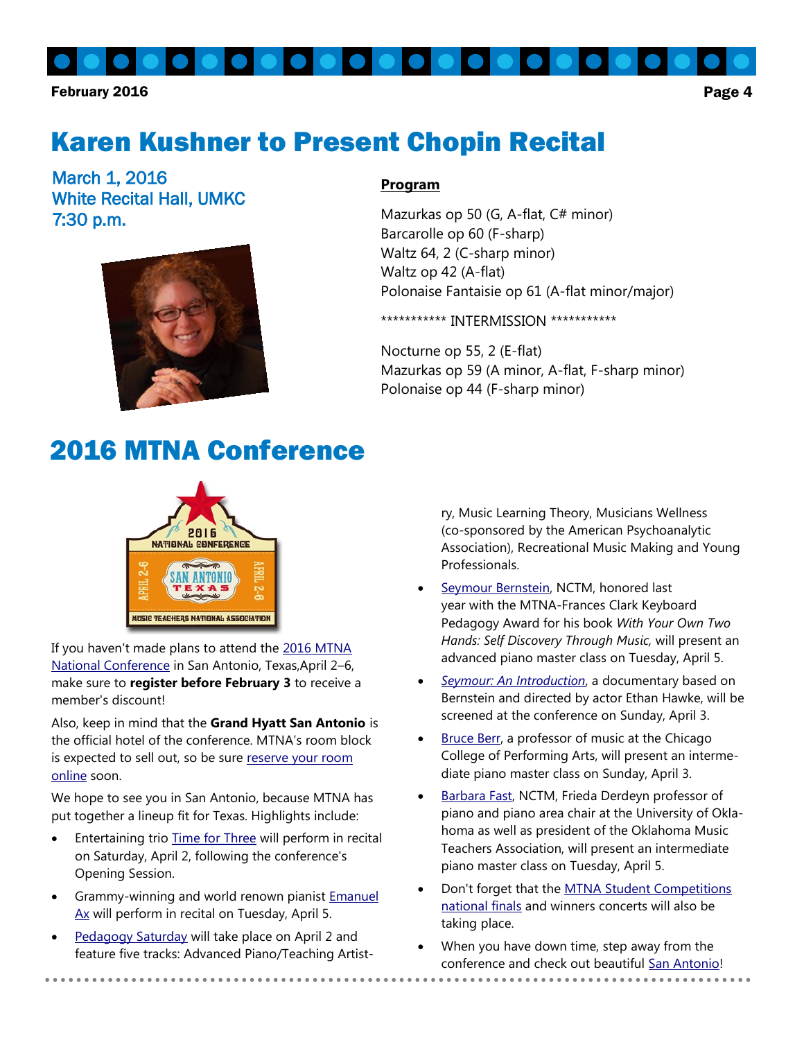# Karen Kushner to Present Chopin Recital

March 1, 2016
White Recital Hall, UMKC
7:30 p.m.

**Program**

Mazurkas op 50 (G, A-flat, C# minor)
Barcarolle op 60 (F-sharp)
Waltz 64, 2 (C-sharp minor)
Waltz op 42 (A-flat)
Polonaise Fantaisie op 61 (A-flat minor/major)

*********** INTERMISSION ***********

Nocturne op 55, 2 (E-flat)
Mazurkas op 59 (A minor, A-flat, F-sharp minor)
Polonaise op 44 (F-sharp minor)

# 2016 MTNA Conference

If you haven't made plans to attend the 2016 MTNA National Conference in San Antonio, Texas,April 2–6, make sure to **register before February 3** to receive a member's discount!

Also, keep in mind that the **Grand Hyatt San Antonio** is the official hotel of the conference. MTNA's room block is expected to sell out, so be sure reserve your room online soon.

We hope to see you in San Antonio, because MTNA has put together a lineup fit for Texas. Highlights include:

- Entertaining trio Time for Three will perform in recital on Saturday, April 2, following the conference's Opening Session.
- Grammy-winning and world renown pianist Emanuel Ax will perform in recital on Tuesday, April 5.
- Pedagogy Saturday will take place on April 2 and feature five tracks: Advanced Piano/Teaching Artistry, Music Learning Theory, Musicians Wellness (co-sponsored by the American Psychoanalytic Association), Recreational Music Making and Young Professionals.
- Seymour Bernstein, NCTM, honored last year with the MTNA-Frances Clark Keyboard Pedagogy Award for his book *With Your Own Two Hands: Self Discovery Through Music,* will present an advanced piano master class on Tuesday, April 5.
- *Seymour: An Introduction*, a documentary based on Bernstein and directed by actor Ethan Hawke, will be screened at the conference on Sunday, April 3.
- Bruce Berr, a professor of music at the Chicago College of Performing Arts, will present an intermediate piano master class on Sunday, April 3.
- Barbara Fast, NCTM, Frieda Derdeyn professor of piano and piano area chair at the University of Oklahoma as well as president of the Oklahoma Music Teachers Association, will present an intermediate piano master class on Tuesday, April 5.
- Don't forget that the MTNA Student Competitions national finals and winners concerts will also be taking place.
- When you have down time, step away from the conference and check out beautiful San Antonio!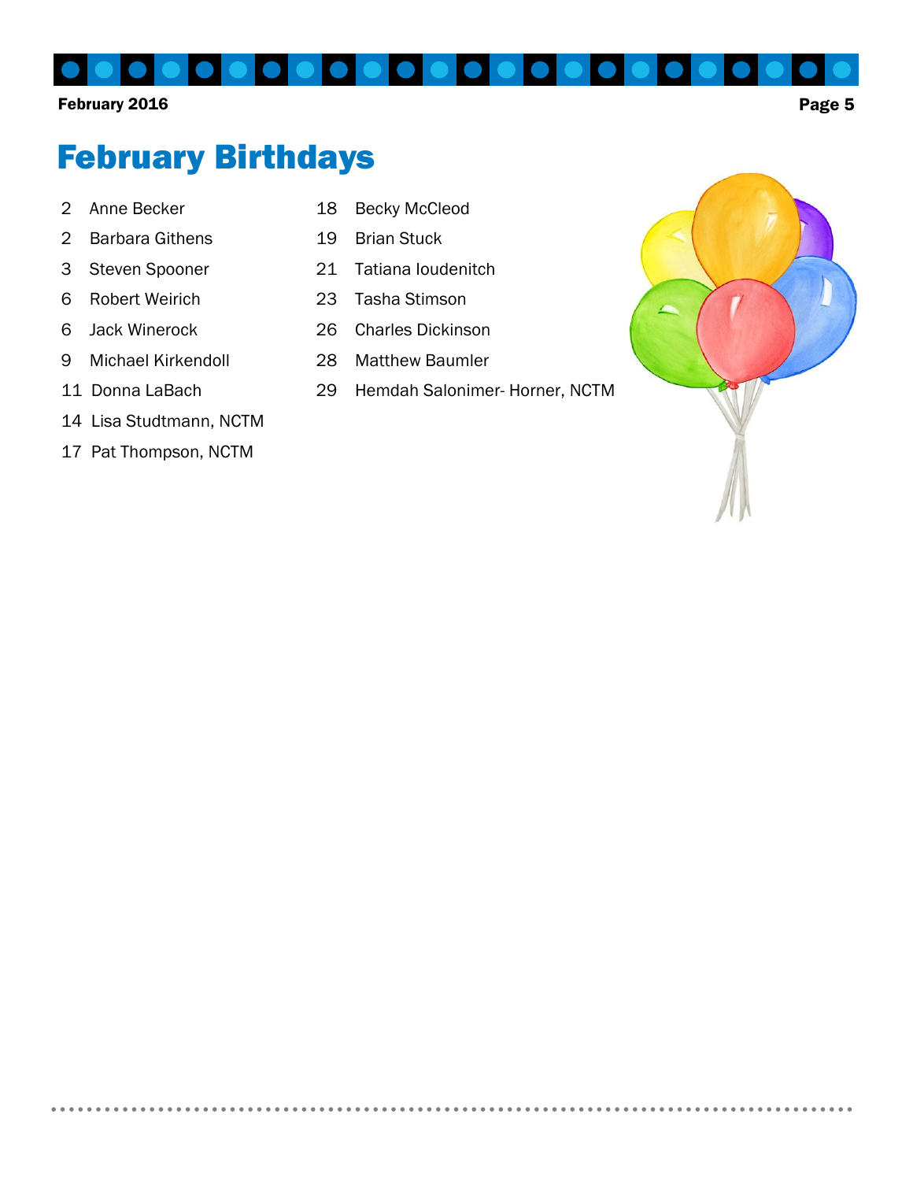# February Birthdays

2 Anne Becker

2 Barbara Githens

3 Steven Spooner

6 Robert Weirich

6 Jack Winerock

9 Michael Kirkendoll

11 Donna LaBach

14 Lisa Studtmann, NCTM

17 Pat Thompson, NCTM

18 Becky McCleod

19 Brian Stuck

21 Tatiana Ioudenitch

23 Tasha Stimson

26 Charles Dickinson

28 Matthew Baumler

29 Hemdah Salonimer- Horner, NCTM